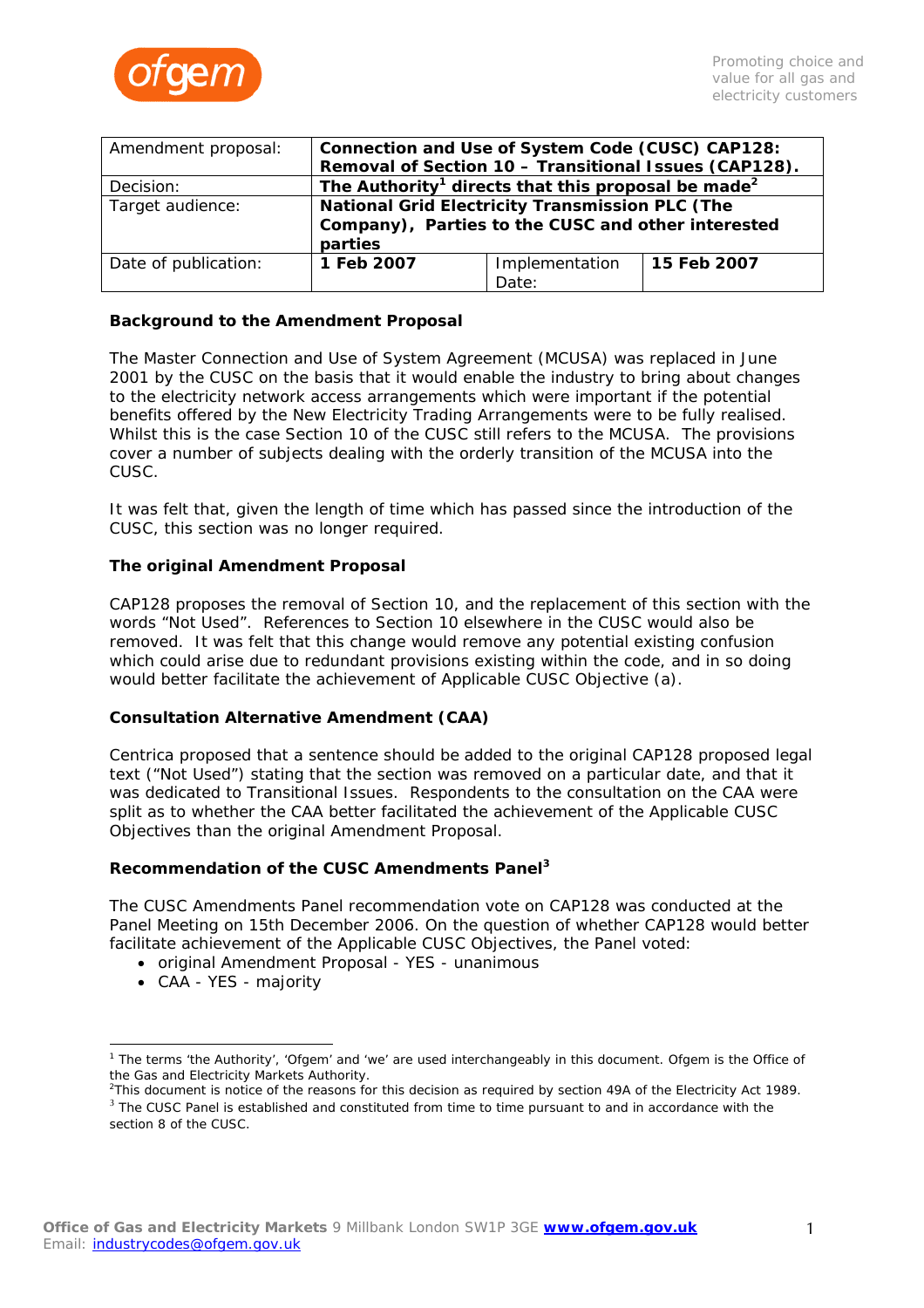| Amendment proposal: | **Connection and Use of System Code (CUSC) CAP128: Removal of Section 10 – Transitional Issues (CAP128).** | | |
|---|---|---|---|
| Decision: | **The Authority[1] directs that this proposal be made[2]** | | |
| Target audience: | **National Grid Electricity Transmission PLC (The Company), Parties to the CUSC and other interested parties** | | |
| Date of publication: | **1 Feb 2007** | Implementation Date: | **15 Feb 2007** |

**Background to the Amendment Proposal**

The Master Connection and Use of System Agreement (MCUSA) was replaced in June 2001 by the CUSC on the basis that it would enable the industry to bring about changes to the electricity network access arrangements which were important if the potential benefits offered by the New Electricity Trading Arrangements were to be fully realised. Whilst this is the case Section 10 of the CUSC still refers to the MCUSA. The provisions cover a number of subjects dealing with the orderly transition of the MCUSA into the CUSC.

It was felt that, given the length of time which has passed since the introduction of the CUSC, this section was no longer required.

**The original Amendment Proposal**

CAP128 proposes the removal of Section 10, and the replacement of this section with the words "Not Used". References to Section 10 elsewhere in the CUSC would also be removed. It was felt that this change would remove any potential existing confusion which could arise due to redundant provisions existing within the code, and in so doing would better facilitate the achievement of Applicable CUSC Objective (a).

**Consultation Alternative Amendment (CAA)**

Centrica proposed that a sentence should be added to the original CAP128 proposed legal text ("Not Used") stating that the section was removed on a particular date, and that it was dedicated to Transitional Issues. Respondents to the consultation on the CAA were split as to whether the CAA better facilitated the achievement of the Applicable CUSC Objectives than the original Amendment Proposal.

**Recommendation of the CUSC Amendments Panel[3]**

The CUSC Amendments Panel recommendation vote on CAP128 was conducted at the Panel Meeting on 15th December 2006. On the question of whether CAP128 would better facilitate achievement of the Applicable CUSC Objectives, the Panel voted:

- original Amendment Proposal - YES - unanimous
- CAA - YES - majority

---

[1] The terms 'the Authority', 'Ofgem' and 'we' are used interchangeably in this document. Ofgem is the Office of the Gas and Electricity Markets Authority.

[2] This document is notice of the reasons for this decision as required by section 49A of the Electricity Act 1989.

[3] The CUSC Panel is established and constituted from time to time pursuant to and in accordance with the section 8 of the CUSC.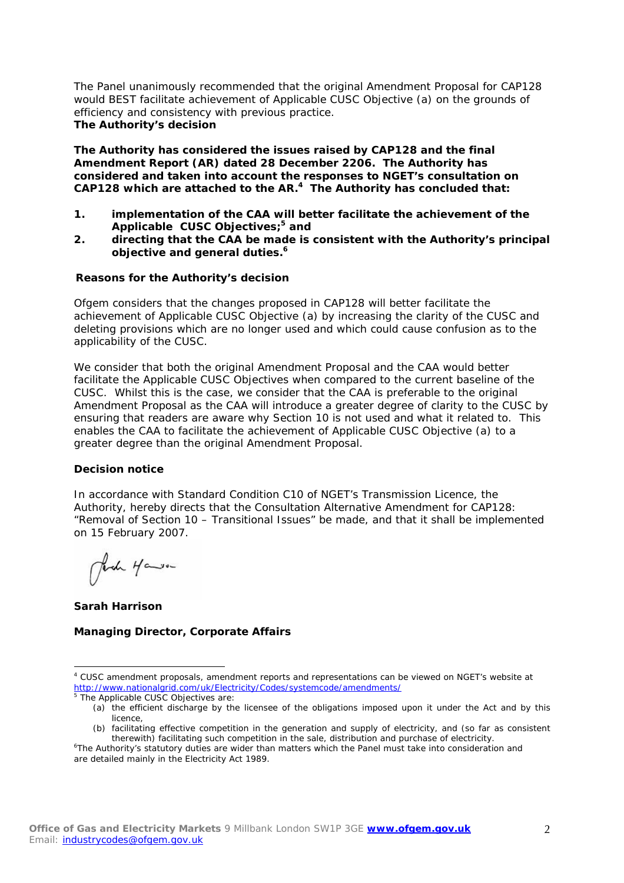The Panel unanimously recommended that the original Amendment Proposal for CAP128 would BEST facilitate achievement of Applicable CUSC Objective (a) on the grounds of efficiency and consistency with previous practice.

**The Authority's decision**

**The Authority has considered the issues raised by CAP128 and the final Amendment Report (AR) dated 28 December 2206. The Authority has considered and taken into account the responses to NGET's consultation on CAP128 which are attached to the AR.[4] The Authority has concluded that:**

1. **implementation of the CAA will better facilitate the achievement of the Applicable CUSC Objectives;[5] and**
2. **directing that the CAA be made is consistent with the Authority's principal objective and general duties.[6]**

**Reasons for the Authority's decision**

Ofgem considers that the changes proposed in CAP128 will better facilitate the achievement of Applicable CUSC Objective (a) by increasing the clarity of the CUSC and deleting provisions which are no longer used and which could cause confusion as to the applicability of the CUSC.

We consider that both the original Amendment Proposal and the CAA would better facilitate the Applicable CUSC Objectives when compared to the current baseline of the CUSC. Whilst this is the case, we consider that the CAA is preferable to the original Amendment Proposal as the CAA will introduce a greater degree of clarity to the CUSC by ensuring that readers are aware why Section 10 is not used and what it related to. This enables the CAA to facilitate the achievement of Applicable CUSC Objective (a) to a greater degree than the original Amendment Proposal.

**Decision notice**

In accordance with Standard Condition C10 of NGET's Transmission Licence, the Authority, hereby directs that the Consultation Alternative Amendment for CAP128: "Removal of Section 10 – Transitional Issues" be made, and that it shall be implemented on 15 February 2007.

**Sarah Harrison**

**Managing Director, Corporate Affairs**

---

[4] CUSC amendment proposals, amendment reports and representations can be viewed on NGET's website at http://www.nationalgrid.com/uk/Electricity/Codes/systemcode/amendments/

[5] The Applicable CUSC Objectives are:

(a) the efficient discharge by the licensee of the obligations imposed upon it under the Act and by this licence,

(b) facilitating effective competition in the generation and supply of electricity, and (so far as consistent therewith) facilitating such competition in the sale, distribution and purchase of electricity.

[6] The Authority's statutory duties are wider than matters which the Panel must take into consideration and are detailed mainly in the Electricity Act 1989.

**Office of Gas and Electricity Markets** 9 Millbank London SW1P 3GE **www.ofgem.gov.uk**
Email: industrycodes@ofgem.gov.uk